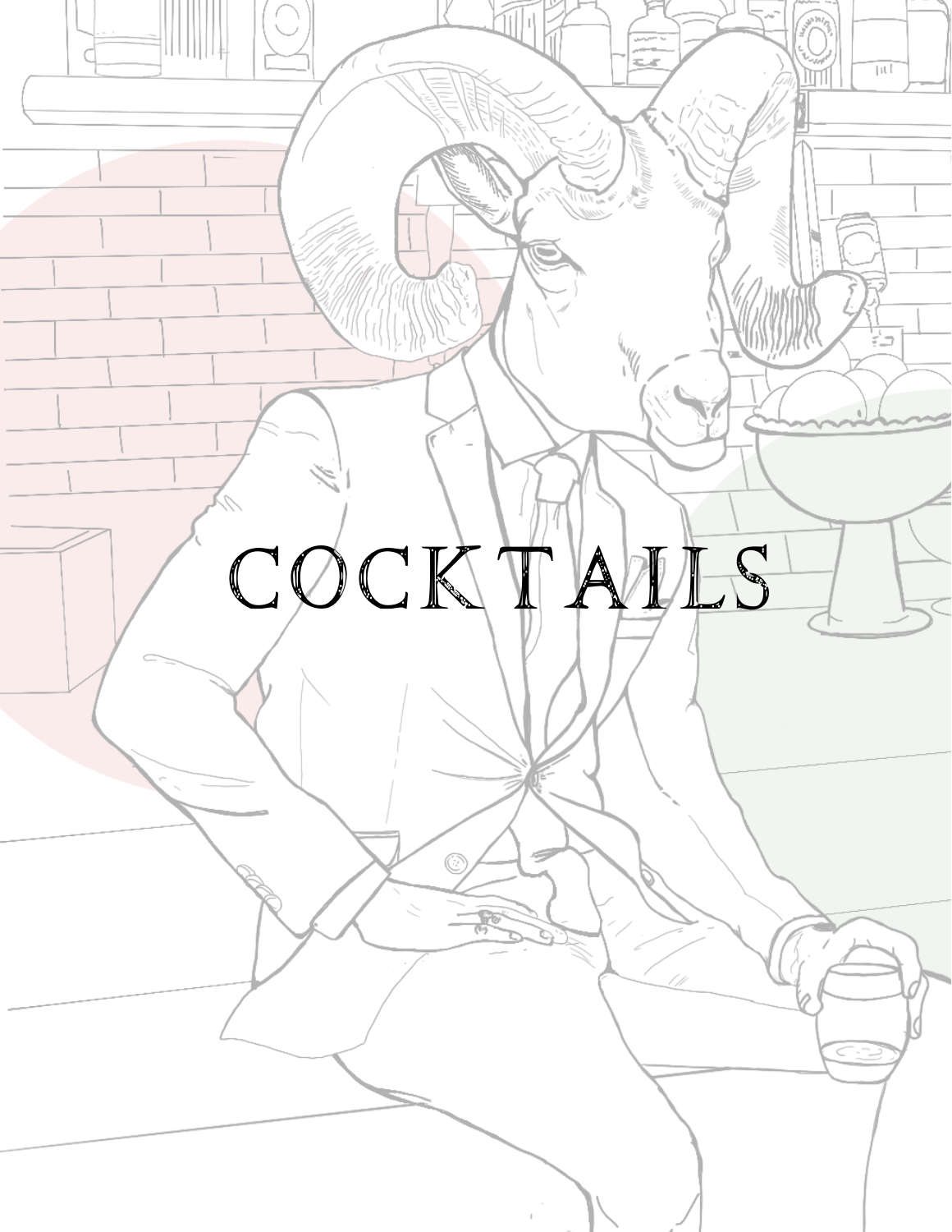# COCKTAILS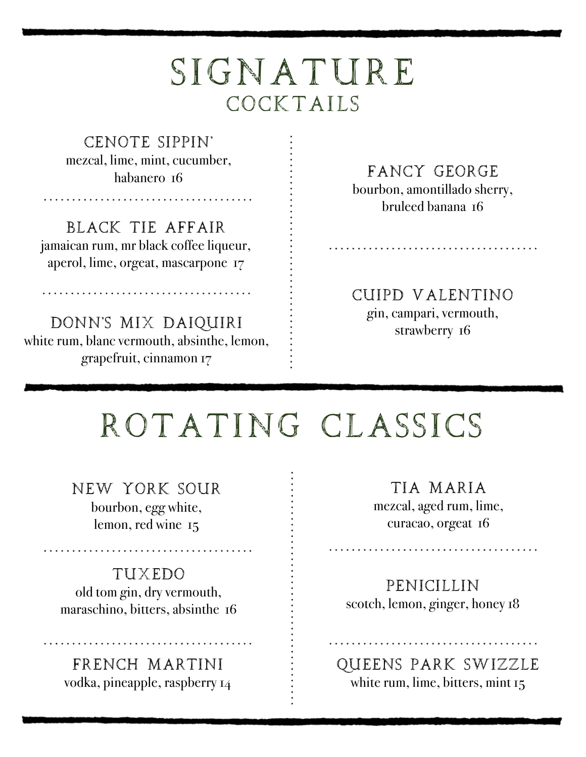# SIGNATURE
## COCKTAILS

### CENOTE SIPPIN'
mezcal, lime, mint, cucumber, habanero 16

### BLACK TIE AFFAIR
jamaican rum, mr black coffee liqueur, aperol, lime, orgeat, mascarpone 17

### DONN'S MIX DAIQUIRI
white rum, blanc vermouth, absinthe, lemon, grapefruit, cinnamon 17

### FANCY GEORGE
bourbon, amontillado sherry, bruleed banana 16

### CUIPD VALENTINO
gin, campari, vermouth, strawberry 16

# ROTATING CLASSICS

### NEW YORK SOUR
bourbon, egg white, lemon, red wine 15

### TUXEDO
old tom gin, dry vermouth, maraschino, bitters, absinthe 16

### FRENCH MARTINI
vodka, pineapple, raspberry 14

### TIA MARIA
mezcal, aged rum, lime, curacao, orgeat 16

### PENICILLIN
scotch, lemon, ginger, honey 18

### QUEENS PARK SWIZZLE
white rum, lime, bitters, mint 15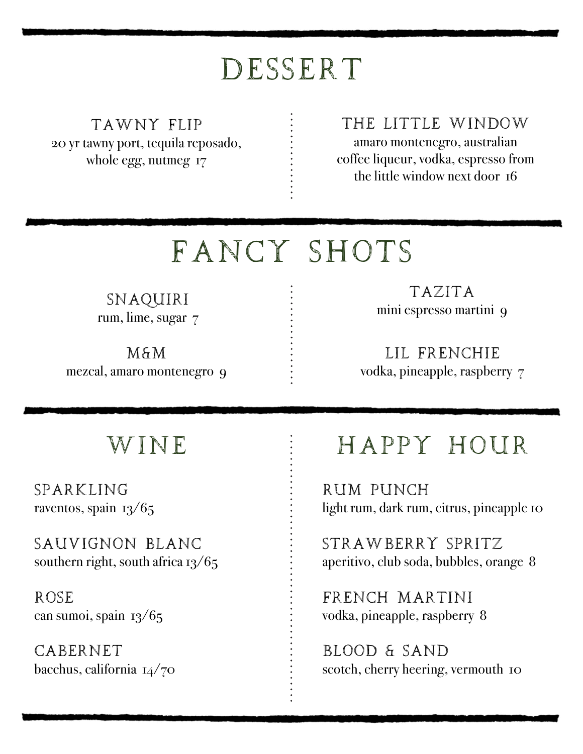# DESSERT

### TAWNY FLIP
20 yr tawny port, tequila reposado, whole egg, nutmeg 17

### THE LITTLE WINDOW
amaro montenegro, australian coffee liqueur, vodka, espresso from the little window next door 16

# FANCY SHOTS

### SNAQUIRI
rum, lime, sugar 7

### M&M
mezcal, amaro montenegro 9

### TAZITA
mini espresso martini 9

### LIL FRENCHIE
vodka, pineapple, raspberry 7

# WINE

### SPARKLING
raventos, spain 13/65

### SAUVIGNON BLANC
southern right, south africa 13/65

### ROSE
can sumoi, spain 13/65

### CABERNET
bacchus, california 14/70

# HAPPY HOUR

### RUM PUNCH
light rum, dark rum, citrus, pineapple 10

### STRAWBERRY SPRITZ
aperitivo, club soda, bubbles, orange 8

### FRENCH MARTINI
vodka, pineapple, raspberry 8

### BLOOD & SAND
scotch, cherry heering, vermouth 10